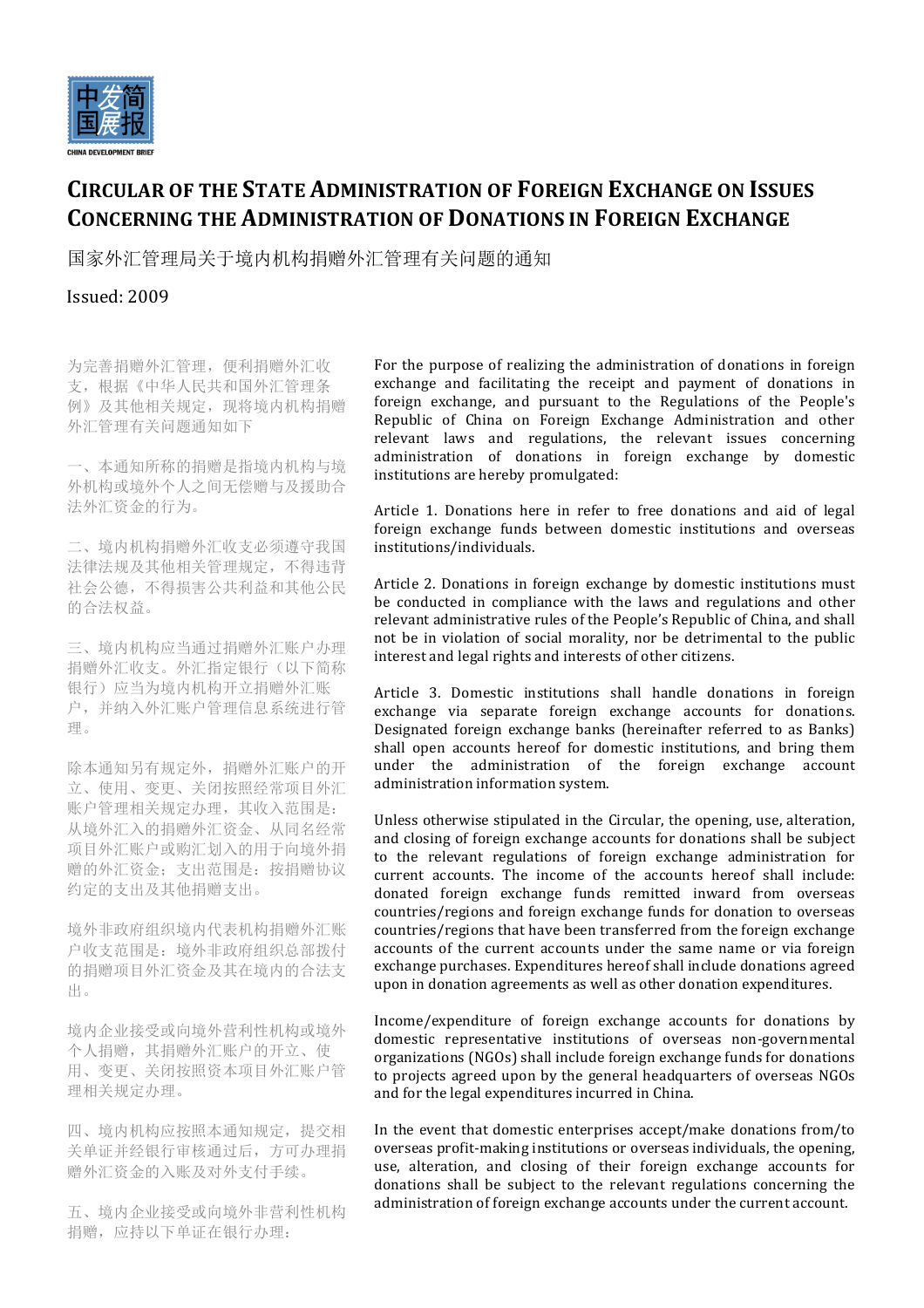中发简国展报

CHINA DEVELOPMENT BRIEF

# CIRCULAR OF THE STATE ADMINISTRATION OF FOREIGN EXCHANGE ON ISSUES CONCERNING THE ADMINISTRATION OF DONATIONS IN FOREIGN EXCHANGE

国家外汇管理局关于境内机构捐赠外汇管理有关问题的通知

Issued: 2009

为完善捐赠外汇管理，便利捐赠外汇收支，根据《中华人民共和国外汇管理条例》及其他相关规定，现将境内机构捐赠外汇管理有关问题通知如下

一、本通知所称的捐赠是指境内机构与境外机构或境外个人之间无偿赠与及援助合法外汇资金的行为。

二、境内机构捐赠外汇收支必须遵守我国法律法规及其他相关管理规定，不得违背社会公德，不得损害公共利益和其他公民的合法权益。

三、境内机构应当通过捐赠外汇账户办理捐赠外汇收支。外汇指定银行（以下简称银行）应当为境内机构开立捐赠外汇账户，并纳入外汇账户管理信息系统进行管理。

除本通知另有规定外，捐赠外汇账户的开立、使用、变更、关闭按照经常项目外汇账户管理相关规定办理，其收入范围是：从境外汇入的捐赠外汇资金、从同名经常项目外汇账户或购汇划入的用于向境外捐赠的外汇资金；支出范围是：按捐赠协议约定的支出及其他捐赠支出。

境外非政府组织境内代表机构捐赠外汇账户收支范围是：境外非政府组织总部拨付的捐赠项目外汇资金及其在境内的合法支出。

境内企业接受或向境外营利性机构或境外个人捐赠，其捐赠外汇账户的开立、使用、变更、关闭按照资本项目外汇账户管理相关规定办理。

四、境内机构应按照本通知规定，提交相关单证并经银行审核通过后，方可办理捐赠外汇资金的入账及对外支付手续。

五、境内企业接受或向境外非营利性机构捐赠，应持以下单证在银行办理：

For the purpose of realizing the administration of donations in foreign exchange and facilitating the receipt and payment of donations in foreign exchange, and pursuant to the Regulations of the People's Republic of China on Foreign Exchange Administration and other relevant laws and regulations, the relevant issues concerning administration of donations in foreign exchange by domestic institutions are hereby promulgated:

Article 1. Donations here in refer to free donations and aid of legal foreign exchange funds between domestic institutions and overseas institutions/individuals.

Article 2. Donations in foreign exchange by domestic institutions must be conducted in compliance with the laws and regulations and other relevant administrative rules of the People's Republic of China, and shall not be in violation of social morality, nor be detrimental to the public interest and legal rights and interests of other citizens.

Article 3. Domestic institutions shall handle donations in foreign exchange via separate foreign exchange accounts for donations. Designated foreign exchange banks (hereinafter referred to as Banks) shall open accounts hereof for domestic institutions, and bring them under the administration of the foreign exchange account administration information system.

Unless otherwise stipulated in the Circular, the opening, use, alteration, and closing of foreign exchange accounts for donations shall be subject to the relevant regulations of foreign exchange administration for current accounts. The income of the accounts hereof shall include: donated foreign exchange funds remitted inward from overseas countries/regions and foreign exchange funds for donation to overseas countries/regions that have been transferred from the foreign exchange accounts of the current accounts under the same name or via foreign exchange purchases. Expenditures hereof shall include donations agreed upon in donation agreements as well as other donation expenditures.

Income/expenditure of foreign exchange accounts for donations by domestic representative institutions of overseas non-governmental organizations (NGOs) shall include foreign exchange funds for donations to projects agreed upon by the general headquarters of overseas NGOs and for the legal expenditures incurred in China.

In the event that domestic enterprises accept/make donations from/to overseas profit-making institutions or overseas individuals, the opening, use, alteration, and closing of their foreign exchange accounts for donations shall be subject to the relevant regulations concerning the administration of foreign exchange accounts under the current account.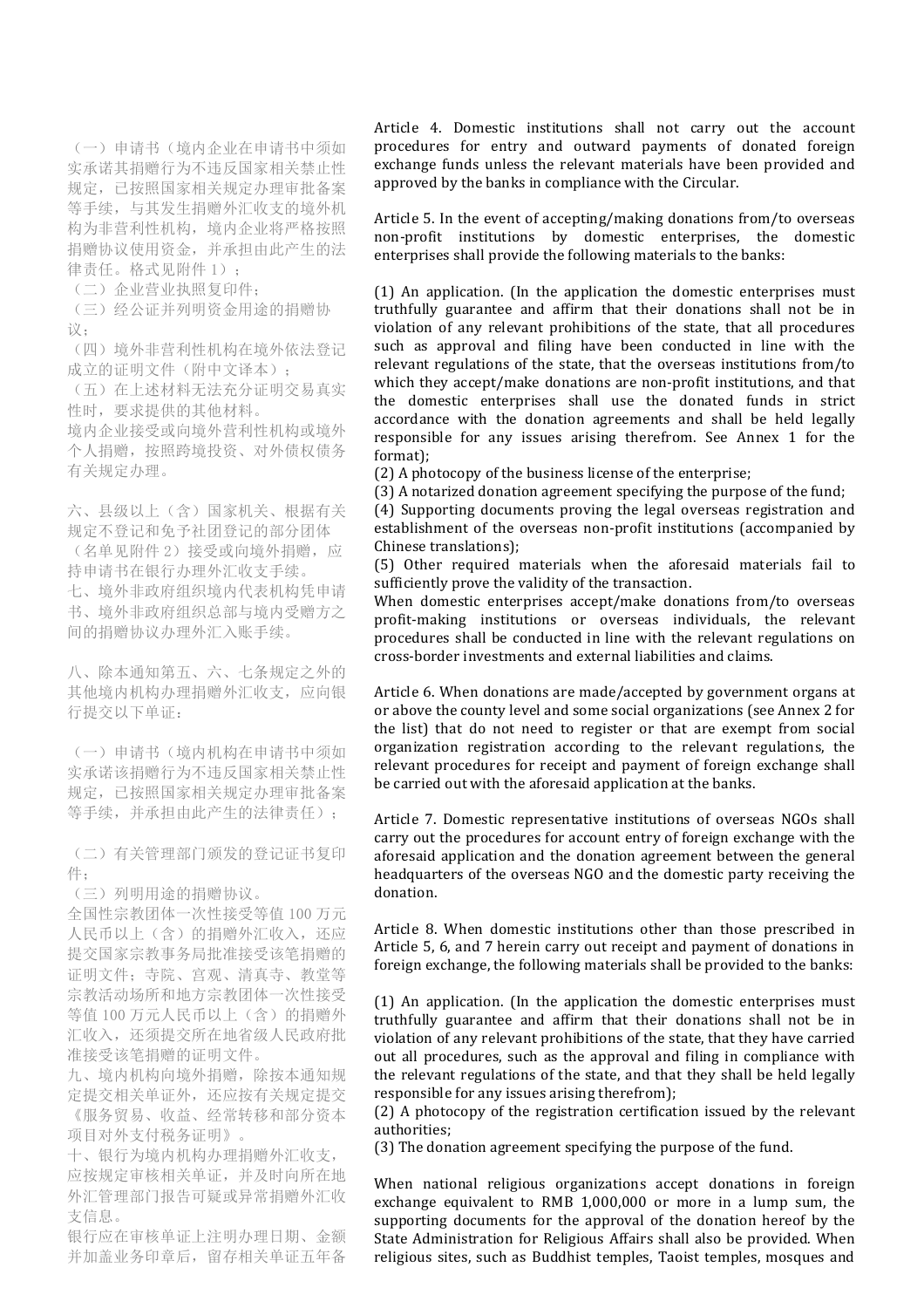（一）申请书（境内企业在申请书中须如实承诺其捐赠行为不违反国家相关禁止性规定，已按照国家相关规定办理审批备案等手续，与其发生捐赠外汇收支的境外机构为非营利性机构，境内企业将严格按照捐赠协议使用资金，并承担由此产生的法律责任。格式见附件 1）；
（二）企业营业执照复印件；
（三）经公证并列明资金用途的捐赠协议；
（四）境外非营利性机构在境外依法登记成立的证明文件（附中文译本）；
（五）在上述材料无法充分证明交易真实性时，要求提供的其他材料。
境内企业接受或向境外营利性机构或境外个人捐赠，按照跨境投资、对外债权债务有关规定办理。

六、县级以上（含）国家机关、根据有关规定不登记和免予社团登记的部分团体（名单见附件 2）接受或向境外捐赠，应持申请书在银行办理外汇收支手续。
七、境外非政府组织境内代表机构凭申请书、境外非政府组织总部与境内受赠方之间的捐赠协议办理外汇入账手续。

八、除本通知第五、六、七条规定之外的其他境内机构办理捐赠外汇收支，应向银行提交以下单证：

（一）申请书（境内机构在申请书中须如实承诺该捐赠行为不违反国家相关禁止性规定，已按照国家相关规定办理审批备案等手续，并承担由此产生的法律责任）；

（二）有关管理部门颁发的登记证书复印件；
（三）列明用途的捐赠协议。
全国性宗教团体一次性接受等值 100 万元人民币以上（含）的捐赠外汇收入，还应提交国家宗教事务局批准接受该笔捐赠的证明文件；寺院、宫观、清真寺、教堂等宗教活动场所和地方宗教团体一次性接受等值 100 万元人民币以上（含）的捐赠外汇收入，还须提交所在地省级人民政府批准接受该笔捐赠的证明文件。
九、境内机构向境外捐赠，除按本通知规定提交相关单证外，还应按有关规定提交《服务贸易、收益、经常转移和部分资本项目对外支付税务证明》。
十、银行为境内机构办理捐赠外汇收支，应按规定审核相关单证，并及时向所在地外汇管理部门报告可疑或异常捐赠外汇收支信息。
银行应在审核单证上注明办理日期、金额并加盖业务印章后，留存相关单证五年备

Article 4. Domestic institutions shall not carry out the account procedures for entry and outward payments of donated foreign exchange funds unless the relevant materials have been provided and approved by the banks in compliance with the Circular.

Article 5. In the event of accepting/making donations from/to overseas non-profit institutions by domestic enterprises, the domestic enterprises shall provide the following materials to the banks:

(1) An application. (In the application the domestic enterprises must truthfully guarantee and affirm that their donations shall not be in violation of any relevant prohibitions of the state, that all procedures such as approval and filing have been conducted in line with the relevant regulations of the state, that the overseas institutions from/to which they accept/make donations are non-profit institutions, and that the domestic enterprises shall use the donated funds in strict accordance with the donation agreements and shall be held legally responsible for any issues arising therefrom. See Annex 1 for the format);
(2) A photocopy of the business license of the enterprise;
(3) A notarized donation agreement specifying the purpose of the fund;
(4) Supporting documents proving the legal overseas registration and establishment of the overseas non-profit institutions (accompanied by Chinese translations);
(5) Other required materials when the aforesaid materials fail to sufficiently prove the validity of the transaction.
When domestic enterprises accept/make donations from/to overseas profit-making institutions or overseas individuals, the relevant procedures shall be conducted in line with the relevant regulations on cross-border investments and external liabilities and claims.

Article 6. When donations are made/accepted by government organs at or above the county level and some social organizations (see Annex 2 for the list) that do not need to register or that are exempt from social organization registration according to the relevant regulations, the relevant procedures for receipt and payment of foreign exchange shall be carried out with the aforesaid application at the banks.

Article 7. Domestic representative institutions of overseas NGOs shall carry out the procedures for account entry of foreign exchange with the aforesaid application and the donation agreement between the general headquarters of the overseas NGO and the domestic party receiving the donation.

Article 8. When domestic institutions other than those prescribed in Article 5, 6, and 7 herein carry out receipt and payment of donations in foreign exchange, the following materials shall be provided to the banks:

(1) An application. (In the application the domestic enterprises must truthfully guarantee and affirm that their donations shall not be in violation of any relevant prohibitions of the state, that they have carried out all procedures, such as the approval and filing in compliance with the relevant regulations of the state, and that they shall be held legally responsible for any issues arising therefrom);
(2) A photocopy of the registration certification issued by the relevant authorities;
(3) The donation agreement specifying the purpose of the fund.

When national religious organizations accept donations in foreign exchange equivalent to RMB 1,000,000 or more in a lump sum, the supporting documents for the approval of the donation hereof by the State Administration for Religious Affairs shall also be provided. When religious sites, such as Buddhist temples, Taoist temples, mosques and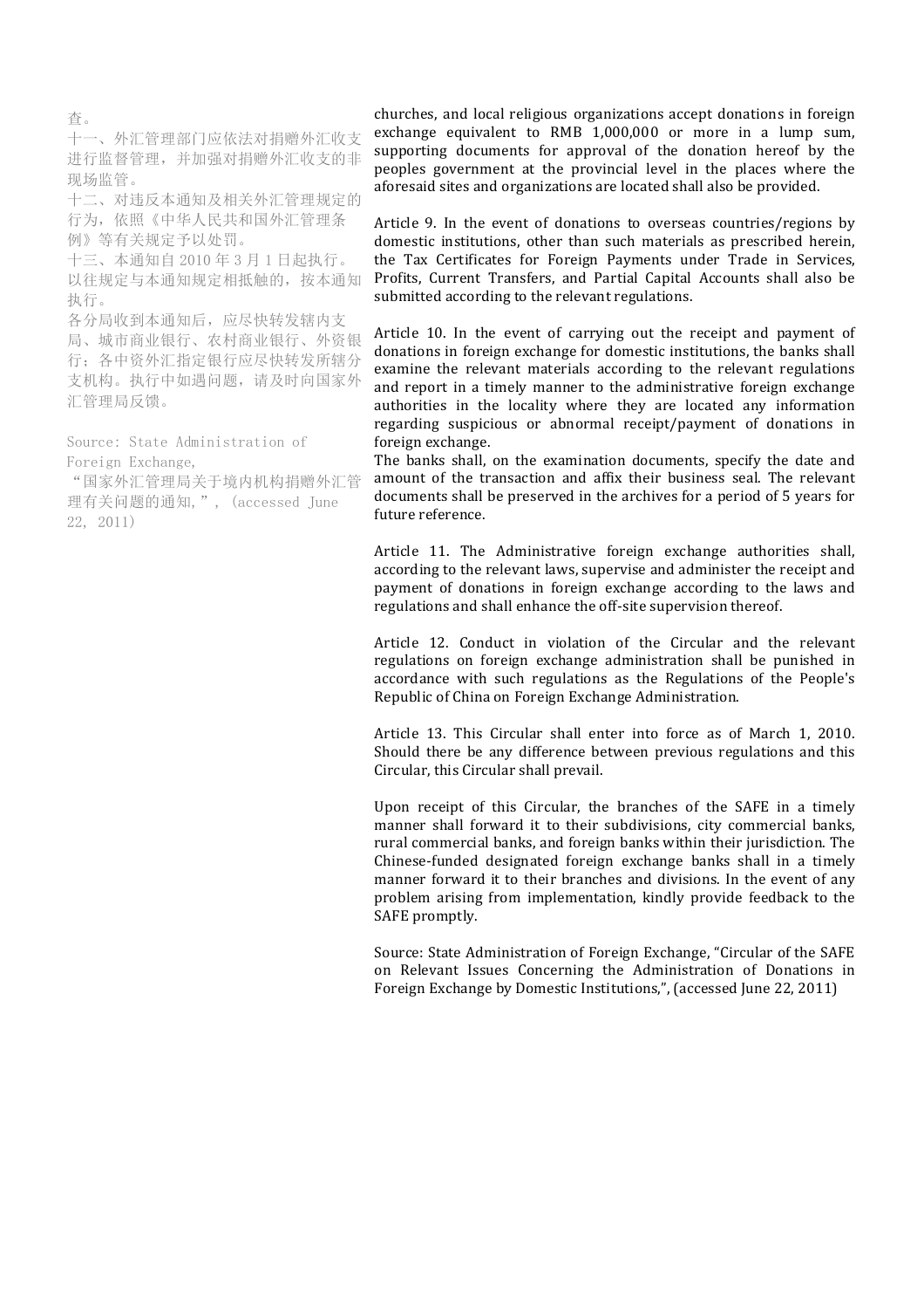查。

十一、外汇管理部门应依法对捐赠外汇收支进行监督管理，并加强对捐赠外汇收支的非现场监管。

十二、对违反本通知及相关外汇管理规定的行为，依照《中华人民共和国外汇管理条例》等有关规定予以处罚。

十三、本通知自 2010 年 3 月 1 日起执行。以往规定与本通知规定相抵触的，按本通知执行。

各分局收到本通知后，应尽快转发辖内支局、城市商业银行、农村商业银行、外资银行；各中资外汇指定银行应尽快转发所辖分支机构。执行中如遇问题，请及时向国家外汇管理局反馈。

Source: State Administration of Foreign Exchange, "国家外汇管理局关于境内机构捐赠外汇管理有关问题的通知，", (accessed June 22, 2011)

churches, and local religious organizations accept donations in foreign exchange equivalent to RMB 1,000,000 or more in a lump sum, supporting documents for approval of the donation hereof by the peoples government at the provincial level in the places where the aforesaid sites and organizations are located shall also be provided.

Article 9. In the event of donations to overseas countries/regions by domestic institutions, other than such materials as prescribed herein, the Tax Certificates for Foreign Payments under Trade in Services, Profits, Current Transfers, and Partial Capital Accounts shall also be submitted according to the relevant regulations.

Article 10. In the event of carrying out the receipt and payment of donations in foreign exchange for domestic institutions, the banks shall examine the relevant materials according to the relevant regulations and report in a timely manner to the administrative foreign exchange authorities in the locality where they are located any information regarding suspicious or abnormal receipt/payment of donations in foreign exchange.

The banks shall, on the examination documents, specify the date and amount of the transaction and affix their business seal. The relevant documents shall be preserved in the archives for a period of 5 years for future reference.

Article 11. The Administrative foreign exchange authorities shall, according to the relevant laws, supervise and administer the receipt and payment of donations in foreign exchange according to the laws and regulations and shall enhance the off-site supervision thereof.

Article 12. Conduct in violation of the Circular and the relevant regulations on foreign exchange administration shall be punished in accordance with such regulations as the Regulations of the People's Republic of China on Foreign Exchange Administration.

Article 13. This Circular shall enter into force as of March 1, 2010. Should there be any difference between previous regulations and this Circular, this Circular shall prevail.

Upon receipt of this Circular, the branches of the SAFE in a timely manner shall forward it to their subdivisions, city commercial banks, rural commercial banks, and foreign banks within their jurisdiction. The Chinese-funded designated foreign exchange banks shall in a timely manner forward it to their branches and divisions. In the event of any problem arising from implementation, kindly provide feedback to the SAFE promptly.

Source: State Administration of Foreign Exchange, "Circular of the SAFE on Relevant Issues Concerning the Administration of Donations in Foreign Exchange by Domestic Institutions,", (accessed June 22, 2011)